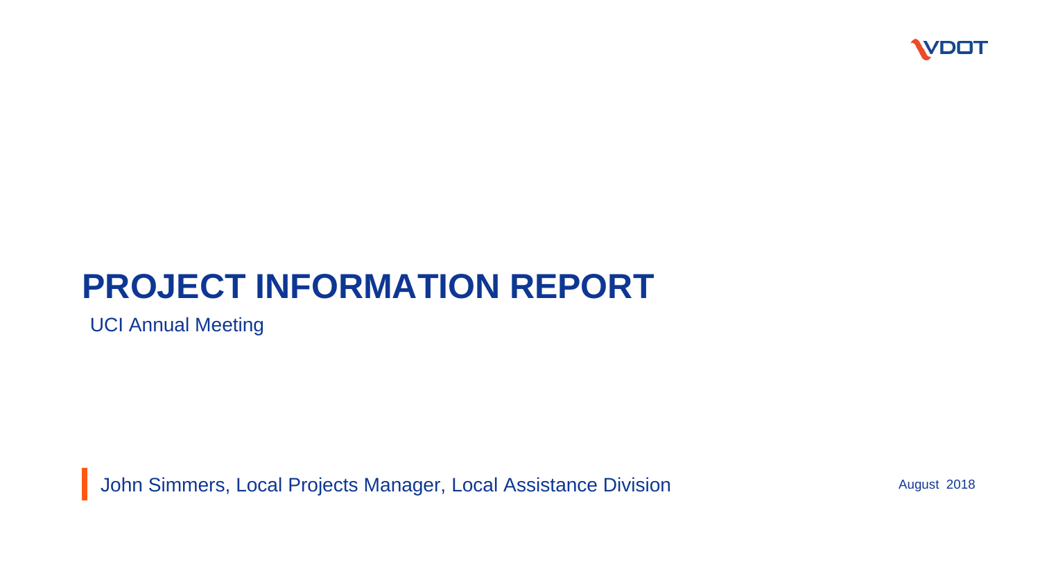VDOT

# PROJECT INFORMATION REPORT

UCI Annual Meeting

John Simmers, Local Projects Manager, Local Assistance Division

August 2018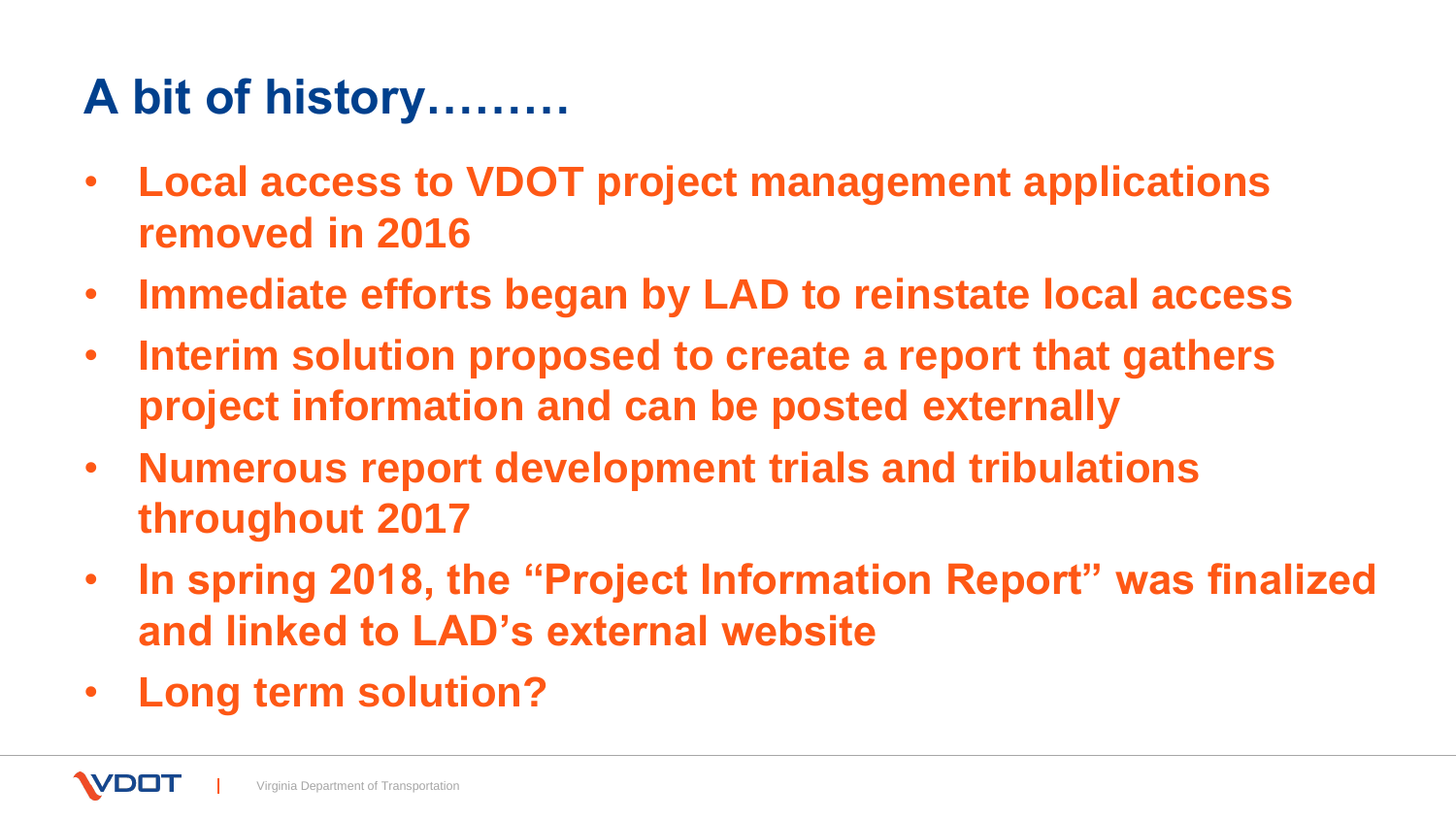# A bit of history………

- **Local access to VDOT project management applications removed in 2016**
- **Immediate efforts began by LAD to reinstate local access**
- **Interim solution proposed to create a report that gathers project information and can be posted externally**
- **Numerous report development trials and tribulations throughout 2017**
- **In spring 2018, the "Project Information Report" was finalized and linked to LAD's external website**
- **Long term solution?**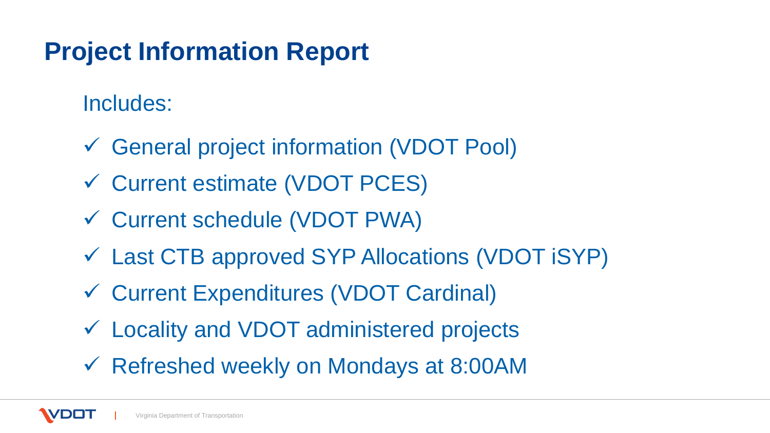# Project Information Report

Includes:

- ✓ General project information (VDOT Pool)
- ✓ Current estimate (VDOT PCES)
- ✓ Current schedule (VDOT PWA)
- ✓ Last CTB approved SYP Allocations (VDOT iSYP)
- ✓ Current Expenditures (VDOT Cardinal)
- ✓ Locality and VDOT administered projects
- ✓ Refreshed weekly on Mondays at 8:00AM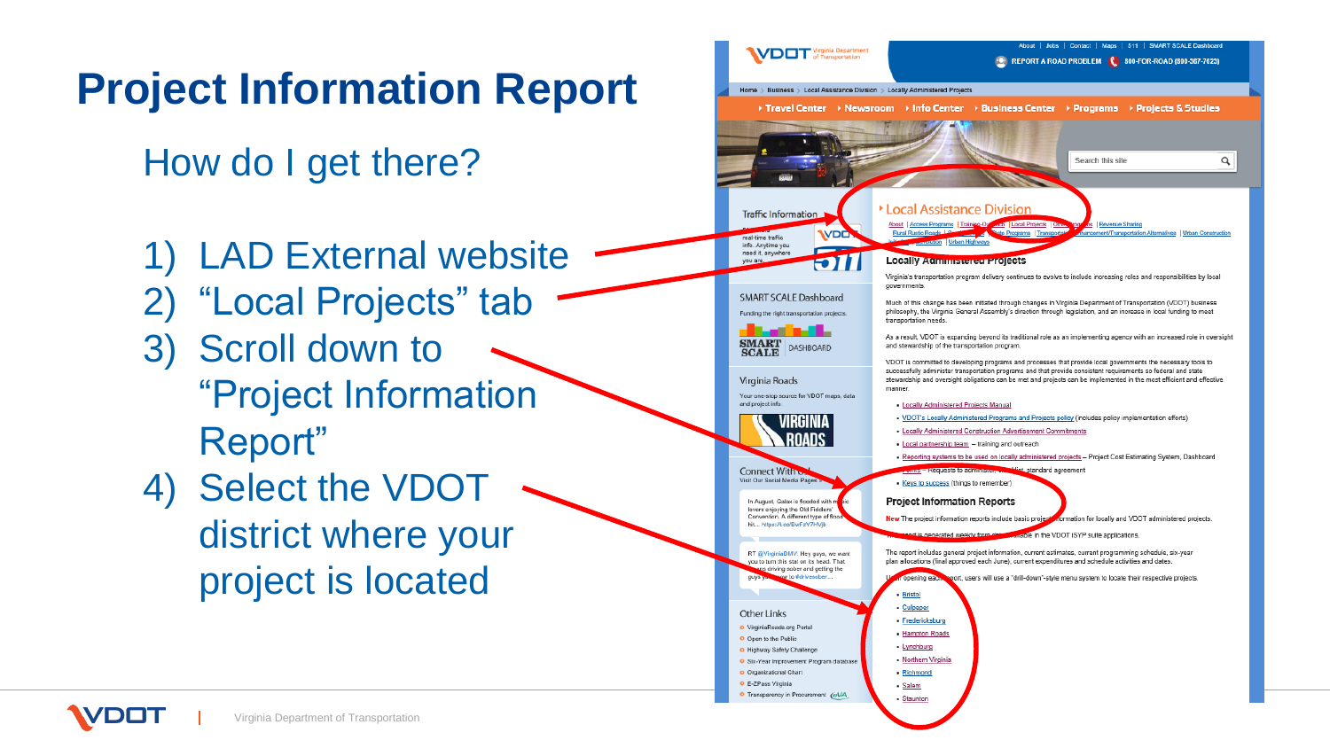# Project Information Report

## How do I get there?

1) LAD External website
2) "Local Projects" tab
3) Scroll down to "Project Information Report"
4) Select the VDOT district where your project is located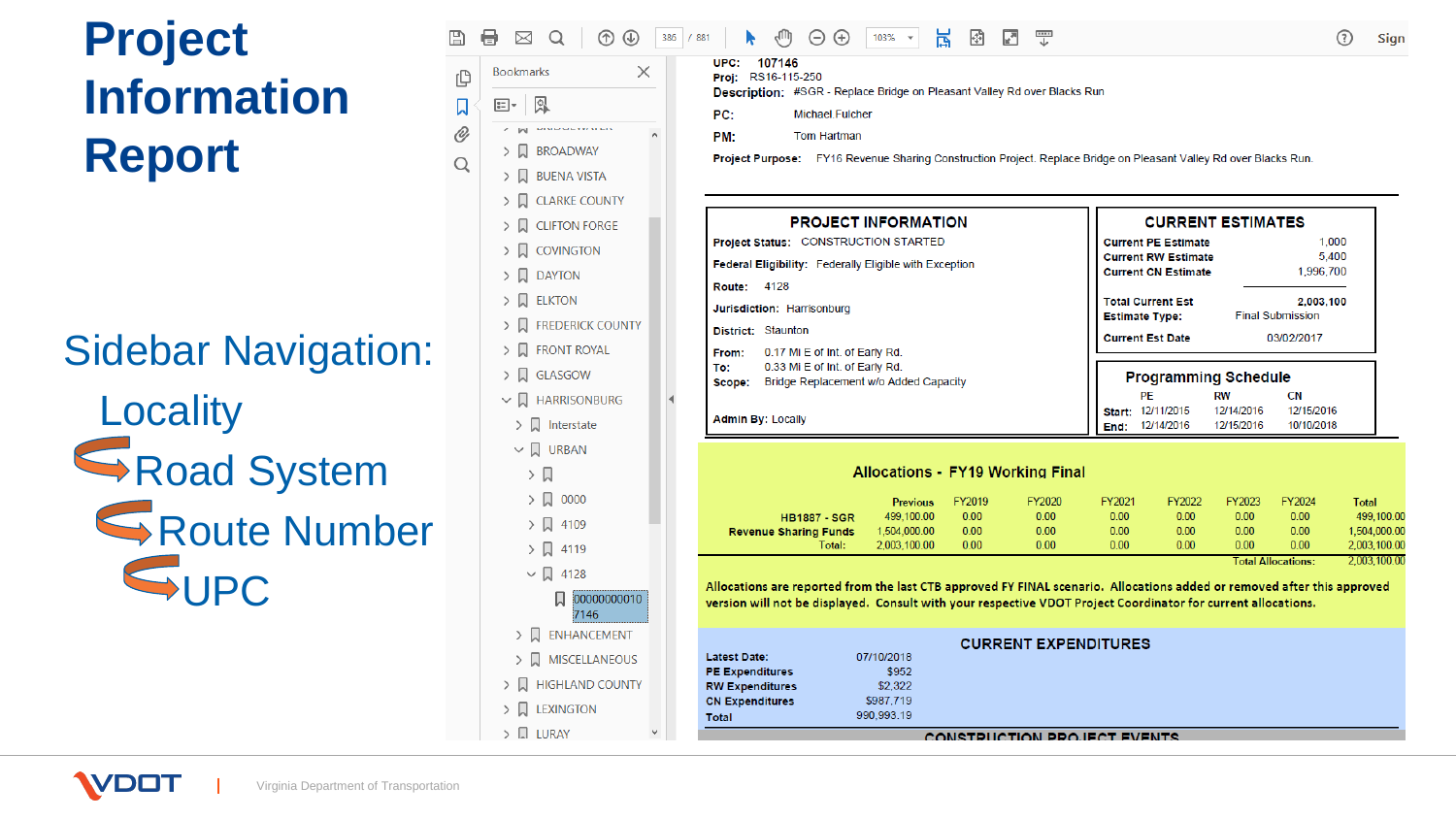# Project Information Report

## Sidebar Navigation:

- Locality
  - Road System
    - Route Number
      - UPC

Bookmarks

- BROADWAY
- BUENA VISTA
- CLARKE COUNTY
- CLIFTON FORGE
- COVINGTON
- DAYTON
- ELKTON
- FREDERICK COUNTY
- FRONT ROYAL
- GLASGOW
- HARRISONBURG
  - Interstate
  - URBAN
    - 0000
    - 4109
    - 4119
    - 4128
      - 000000000107146
  - ENHANCEMENT
  - MISCELLANEOUS
- HIGHLAND COUNTY
- LEXINGTON
- LURAY

**UPC:** 107146
**Proj:** RS16-115-250
**Description:** #SGR - Replace Bridge on Pleasant Valley Rd over Blacks Run
**PC:** Michael Fulcher
**PM:** Tom Hartman
**Project Purpose:** FY16 Revenue Sharing Construction Project. Replace Bridge on Pleasant Valley Rd over Blacks Run.

### PROJECT INFORMATION

**Project Status:** CONSTRUCTION STARTED
**Federal Eligibility:** Federally Eligible with Exception
**Route:** 4128
**Jurisdiction:** Harrisonburg
**District:** Staunton
**From:** 0.17 MI E of Int. of Early Rd.
**To:** 0.33 MI E of Int. of Early Rd.
**Scope:** Bridge Replacement w/o Added Capacity
**Admin By:** Locally

### CURRENT ESTIMATES

| | |
|---|---|
| Current PE Estimate | 1,000 |
| Current RW Estimate | 5,400 |
| Current CN Estimate | 1,996,700 |
| Total Current Est | 2,003,100 |
| Estimate Type: | Final Submission |
| Current Est Date | 03/02/2017 |

### Programming Schedule

| | PE | RW | CN |
|---|---|---|---|
| Start: | 12/11/2015 | 12/14/2016 | 12/15/2016 |
| End: | 12/14/2016 | 12/15/2016 | 10/10/2018 |

### Allocations - FY19 Working Final

| | Previous | FY2019 | FY2020 | FY2021 | FY2022 | FY2023 | FY2024 | Total |
|---|---|---|---|---|---|---|---|---|
| HB1887 - SGR | 499,100.00 | 0.00 | 0.00 | 0.00 | 0.00 | 0.00 | 0.00 | 499,100.00 |
| Revenue Sharing Funds | 1,504,000.00 | 0.00 | 0.00 | 0.00 | 0.00 | 0.00 | 0.00 | 1,504,000.00 |
| Total: | 2,003,100.00 | 0.00 | 0.00 | 0.00 | 0.00 | 0.00 | 0.00 | 2,003,100.00 |
| Total Allocations: | | | | | | | | 2,003,100.00 |

Allocations are reported from the last CTB approved FY FINAL scenario. Allocations added or removed after this approved version will not be displayed. Consult with your respective VDOT Project Coordinator for current allocations.

### CURRENT EXPENDITURES

| | |
|---|---|
| Latest Date: | 07/10/2018 |
| PE Expenditures | $952 |
| RW Expenditures | $2,322 |
| CN Expenditures | $987,719 |
| Total | 990,993.19 |

CONSTRUCTION PROJECT EVENTS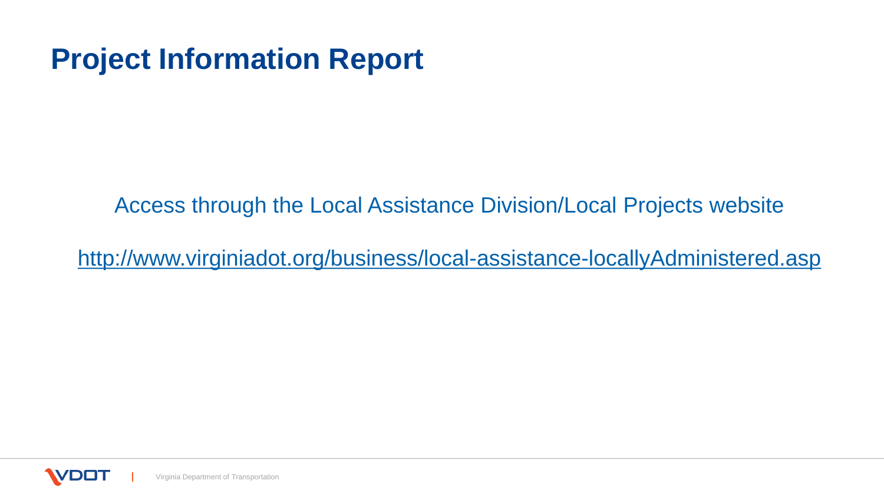# Project Information Report

Access through the Local Assistance Division/Local Projects website

[http://www.virginiadot.org/business/local-assistance-locallyAdministered.asp](http://www.virginiadot.org/business/local-assistance-locallyAdministered.asp)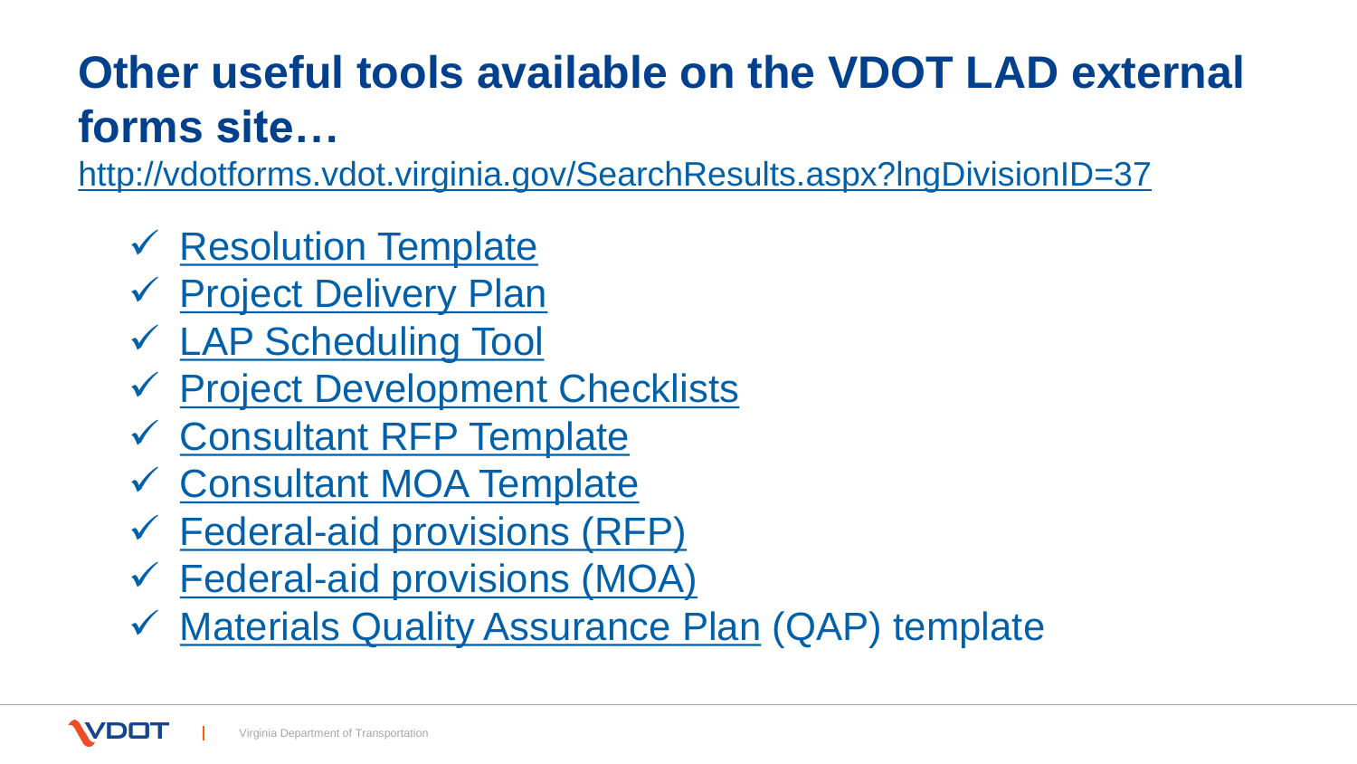# Other useful tools available on the VDOT LAD external forms site…

http://vdotforms.vdot.virginia.gov/SearchResults.aspx?lngDivisionID=37

- ✓ Resolution Template
- ✓ Project Delivery Plan
- ✓ LAP Scheduling Tool
- ✓ Project Development Checklists
- ✓ Consultant RFP Template
- ✓ Consultant MOA Template
- ✓ Federal-aid provisions (RFP)
- ✓ Federal-aid provisions (MOA)
- ✓ Materials Quality Assurance Plan (QAP) template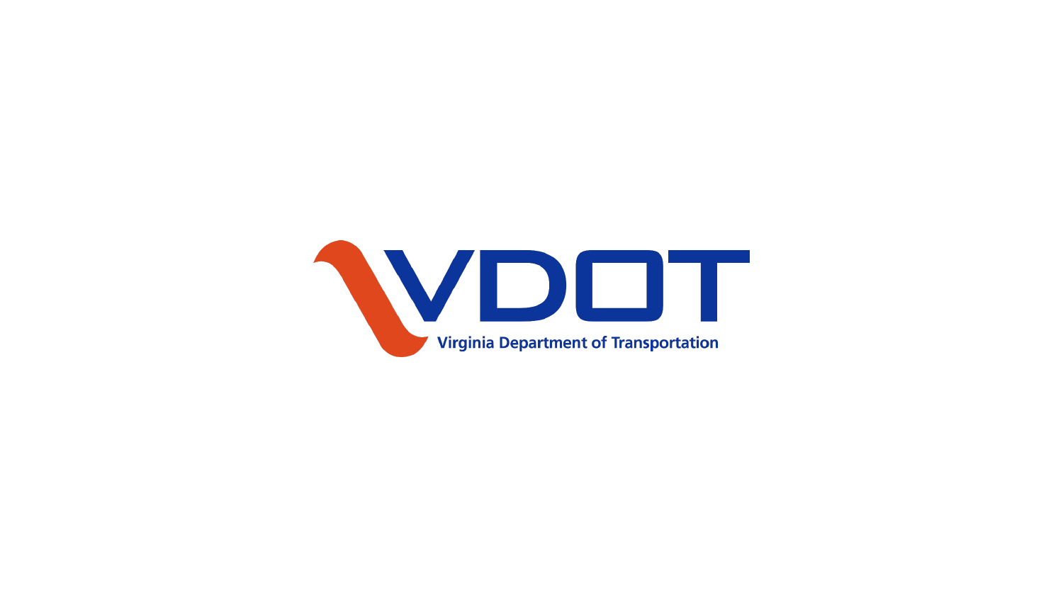VDOT

Virginia Department of Transportation